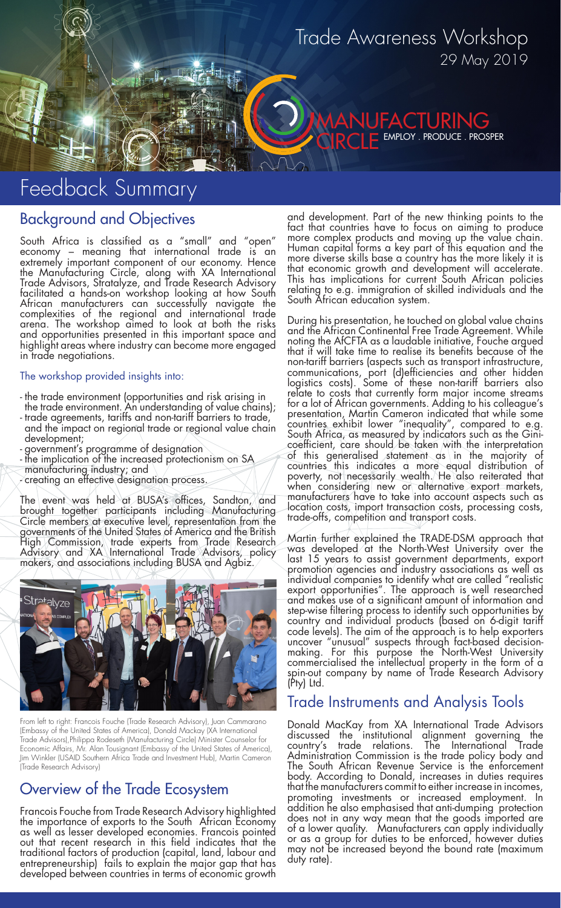# Trade Awareness Workshop

29 May 2019

MANUFACTURING CIRCLE EMPLOY . PRODUCE . PROSPER

# Feedback Summary

## Background and Objectives

South Africa is classified as a "small" and "open" economy – meaning that international trade is an extremely important component of our economy. Hence the Manufacturing Circle, along with XA International Trade Advisors, Stratalyze, and Trade Research Advisory facilitated a hands-on workshop looking at how South African manufacturers can successfully navigate the complexities of the regional and international trade arena. The workshop aimed to look at both the risks and opportunities presented in this important space and highlight areas where industry can become more engaged in trade negotiations.

### The workshop provided insights into:

- the trade environment (opportunities and risk arising in the trade environment. An understanding of value chains);
- trade agreements, tariffs and non-tariff barriers to trade, and the impact on regional trade or regional value chain development;
- government's programme of designation
- the implication of the increased protectionism on SA manufacturing industry; and
- creating an effective designation process.

The event was held at BUSA's offices, Sandton, and brought together participants including Manufacturing Circle members at executive level, representation from the governments of the United States of America and the British High Commission, trade experts from Trade Research Advisory and XA International Trade Advisors, policy makers, and associations including BUSA and Agbiz.

From left to right: Francois Fouche (Trade Research Advisory), Juan Cammarano (Embassy of the United States of America), Donald Mackay (XA International Trade Advisors),Philippa Rodeseth (Manufacturing Circle) Minister Counselor for Economic Affairs, Mr. Alan Tousignant (Embassy of the United States of America), Jim Winkler (USAID Southern Africa Trade and Investment Hub), Martin Cameron (Trade Research Advisory)

## Overview of the Trade Ecosystem

Francois Fouche from Trade Research Advisory highlighted the importance of exports to the South African Economy as well as lesser developed economies. Francois pointed out that recent research in this field indicates that the traditional factors of production (capital, land, labour and entrepreneurship) fails to explain the major gap that has developed between countries in terms of economic growth and development. Part of the new thinking points to the fact that countries have to focus on aiming to produce more complex products and moving up the value chain. Human capital forms a key part of this equation and the more diverse skills base a country has the more likely it is that economic growth and development will accelerate. This has implications for current South African policies relating to e.g. immigration of skilled individuals and the South African education system.

During his presentation, he touched on global value chains and the African Continental Free Trade Agreement. While noting the AfCFTA as a laudable initiative, Fouche argued that it will take time to realise its benefits because of the non-tariff barriers (aspects such as transport infrastructure, communications, port (d)efficiencies and other hidden logistics costs). Some of these non-tariff barriers also relate to costs that currently form major income streams for a lot of African governments. Adding to his colleague's presentation, Martin Cameron indicated that while some countries exhibit lower "inequality", compared to e.g. South Africa, as measured by indicators such as the Gini-coefficient, care should be taken with the interpretation of this generalised statement as in the majority of countries this indicates a more equal distribution of poverty, not necessarily wealth. He also reiterated that when considering new or alternative export markets, manufacturers have to take into account aspects such as location costs, import transaction costs, processing costs, trade-offs, competition and transport costs.

Martin further explained the TRADE-DSM approach that was developed at the North-West University over the last 15 years to assist government departments, export promotion agencies and industry associations as well as individual companies to identify what are called "realistic export opportunities". The approach is well researched and makes use of a significant amount of information and step-wise filtering process to identify such opportunities by country and individual products (based on 6-digit tariff code levels). The aim of the approach is to help exporters uncover "unusual" suspects through fact-based decision-making. For this purpose the North-West University commercialised the intellectual property in the form of a spin-out company by name of Trade Research Advisory (Pty) Ltd.

## Trade Instruments and Analysis Tools

Donald MacKay from XA International Trade Advisors discussed the institutional alignment governing the country's trade relations. The International Trade Administration Commission is the trade policy body and The South African Revenue Service is the enforcement body. According to Donald, increases in duties requires that the manufacturers commit to either increase in incomes, promoting investments or increased employment. In addition he also emphasised that anti-dumping protection does not in any way mean that the goods imported are of a lower quality. Manufacturers can apply individually or as a group for duties to be enforced, however duties may not be increased beyond the bound rate (maximum duty rate).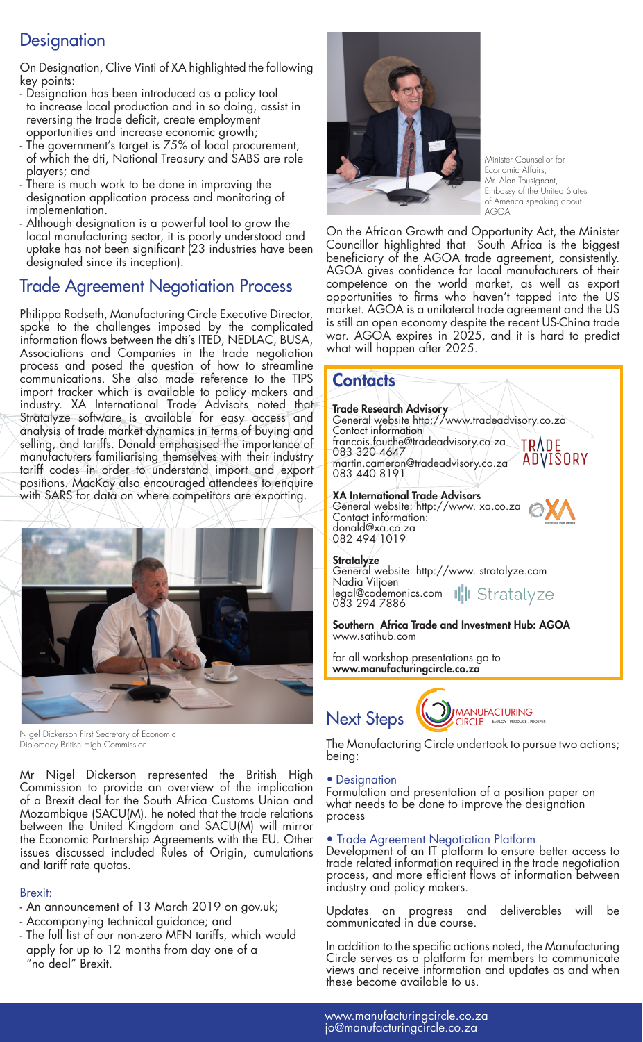## Designation

On Designation, Clive Vinti of XA highlighted the following key points:

- Designation has been introduced as a policy tool to increase local production and in so doing, assist in reversing the trade deficit, create employment opportunities and increase economic growth;
- The government's target is 75% of local procurement, of which the dti, National Treasury and SABS are role players; and
- There is much work to be done in improving the designation application process and monitoring of implementation.
- Although designation is a powerful tool to grow the local manufacturing sector, it is poorly understood and uptake has not been significant (23 industries have been designated since its inception).

## Trade Agreement Negotiation Process

Philippa Rodseth, Manufacturing Circle Executive Director, spoke to the challenges imposed by the complicated information flows between the dti's ITED, NEDLAC, BUSA, Associations and Companies in the trade negotiation process and posed the question of how to streamline communications. She also made reference to the TIPS import tracker which is available to policy makers and industry. XA International Trade Advisors noted that Stratalyze software is available for easy access and analysis of trade market dynamics in terms of buying and selling, and tariffs. Donald emphasised the importance of manufacturers familiarising themselves with their industry tariff codes in order to understand import and export positions. MacKay also encouraged attendees to enquire with SARS for data on where competitors are exporting.

Nigel Dickerson First Secretary of Economic Diplomacy British High Commission

Mr Nigel Dickerson represented the British High Commission to provide an overview of the implication of a Brexit deal for the South Africa Customs Union and Mozambique (SACU(M). he noted that the trade relations between the United Kingdom and SACU(M) will mirror the Economic Partnership Agreements with the EU. Other issues discussed included Rules of Origin, cumulations and tariff rate quotas.

### Brexit:

- An announcement of 13 March 2019 on gov.uk;
- Accompanying technical guidance; and
- The full list of our non-zero MFN tariffs, which would apply for up to 12 months from day one of a "no deal" Brexit.

Minister Counsellor for Economic Affairs, Mr. Alan Tousignant, Embassy of the United States of America speaking about AGOA

On the African Growth and Opportunity Act, the Minister Councillor highlighted that South Africa is the biggest beneficiary of the AGOA trade agreement, consistently. AGOA gives confidence for local manufacturers of their competence on the world market, as well as export opportunities to firms who haven't tapped into the US market. AGOA is a unilateral trade agreement and the US is still an open economy despite the recent US-China trade war. AGOA expires in 2025, and it is hard to predict what will happen after 2025.

## Contacts

**Trade Research Advisory**
General website http://www.tradeadvisory.co.za
Contact information
francois.fouche@tradeadvisory.co.za
083 320 4647
martin.cameron@tradeadvisory.co.za
083 440 8191

**XA International Trade Advisors**
General website: http://www. xa.co.za
Contact information:
donald@xa.co.za
082 494 1019

**Stratalyze**
General website: http://www. stratalyze.com
Nadia Viljoen
legal@codemonics.com
083 294 7886

**Southern Africa Trade and Investment Hub: AGOA**
www.satihub.com

for all workshop presentations go to
**www.manufacturingcircle.co.za**

## Next Steps

The Manufacturing Circle undertook to pursue two actions; being:

- **Designation**
  Formulation and presentation of a position paper on what needs to be done to improve the designation process

- **Trade Agreement Negotiation Platform**
  Development of an IT platform to ensure better access to trade related information required in the trade negotiation process, and more efficient flows of information between industry and policy makers.

Updates on progress and deliverables will be communicated in due course.

In addition to the specific actions noted, the Manufacturing Circle serves as a platform for members to communicate views and receive information and updates as and when these become available to us.

www.manufacturingcircle.co.za
jo@manufacturingcircle.co.za